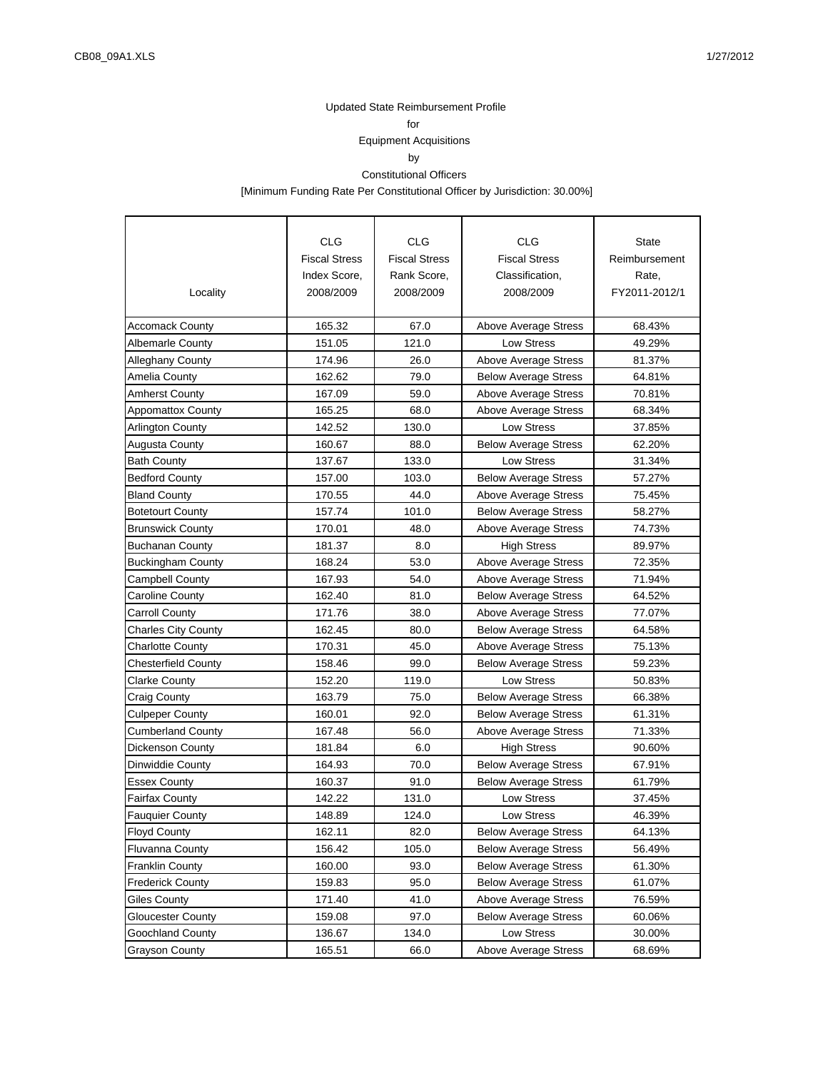Updated State Reimbursement Profile

for

Equipment Acquisitions

by

Constitutional Officers

[Minimum Funding Rate Per Constitutional Officer by Jurisdiction: 30.00%]

| Locality | CLG Fiscal Stress Index Score, 2008/2009 | CLG Fiscal Stress Rank Score, 2008/2009 | CLG Fiscal Stress Classification, 2008/2009 | State Reimbursement Rate, FY2011-2012/1 |
|---|---|---|---|---|
| Accomack County | 165.32 | 67.0 | Above Average Stress | 68.43% |
| Albemarle County | 151.05 | 121.0 | Low Stress | 49.29% |
| Alleghany County | 174.96 | 26.0 | Above Average Stress | 81.37% |
| Amelia County | 162.62 | 79.0 | Below Average Stress | 64.81% |
| Amherst County | 167.09 | 59.0 | Above Average Stress | 70.81% |
| Appomattox County | 165.25 | 68.0 | Above Average Stress | 68.34% |
| Arlington County | 142.52 | 130.0 | Low Stress | 37.85% |
| Augusta County | 160.67 | 88.0 | Below Average Stress | 62.20% |
| Bath County | 137.67 | 133.0 | Low Stress | 31.34% |
| Bedford County | 157.00 | 103.0 | Below Average Stress | 57.27% |
| Bland County | 170.55 | 44.0 | Above Average Stress | 75.45% |
| Botetourt County | 157.74 | 101.0 | Below Average Stress | 58.27% |
| Brunswick County | 170.01 | 48.0 | Above Average Stress | 74.73% |
| Buchanan County | 181.37 | 8.0 | High Stress | 89.97% |
| Buckingham County | 168.24 | 53.0 | Above Average Stress | 72.35% |
| Campbell County | 167.93 | 54.0 | Above Average Stress | 71.94% |
| Caroline County | 162.40 | 81.0 | Below Average Stress | 64.52% |
| Carroll County | 171.76 | 38.0 | Above Average Stress | 77.07% |
| Charles City County | 162.45 | 80.0 | Below Average Stress | 64.58% |
| Charlotte County | 170.31 | 45.0 | Above Average Stress | 75.13% |
| Chesterfield County | 158.46 | 99.0 | Below Average Stress | 59.23% |
| Clarke County | 152.20 | 119.0 | Low Stress | 50.83% |
| Craig County | 163.79 | 75.0 | Below Average Stress | 66.38% |
| Culpeper County | 160.01 | 92.0 | Below Average Stress | 61.31% |
| Cumberland County | 167.48 | 56.0 | Above Average Stress | 71.33% |
| Dickenson County | 181.84 | 6.0 | High Stress | 90.60% |
| Dinwiddie County | 164.93 | 70.0 | Below Average Stress | 67.91% |
| Essex County | 160.37 | 91.0 | Below Average Stress | 61.79% |
| Fairfax County | 142.22 | 131.0 | Low Stress | 37.45% |
| Fauquier County | 148.89 | 124.0 | Low Stress | 46.39% |
| Floyd County | 162.11 | 82.0 | Below Average Stress | 64.13% |
| Fluvanna County | 156.42 | 105.0 | Below Average Stress | 56.49% |
| Franklin County | 160.00 | 93.0 | Below Average Stress | 61.30% |
| Frederick County | 159.83 | 95.0 | Below Average Stress | 61.07% |
| Giles County | 171.40 | 41.0 | Above Average Stress | 76.59% |
| Gloucester County | 159.08 | 97.0 | Below Average Stress | 60.06% |
| Goochland County | 136.67 | 134.0 | Low Stress | 30.00% |
| Grayson County | 165.51 | 66.0 | Above Average Stress | 68.69% |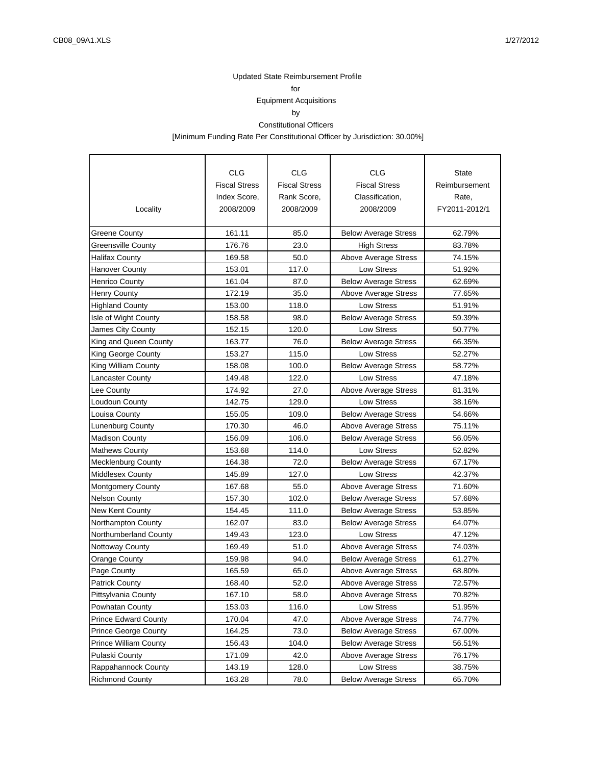Updated State Reimbursement Profile

for

Equipment Acquisitions

by

Constitutional Officers

[Minimum Funding Rate Per Constitutional Officer by Jurisdiction: 30.00%]

| Locality | CLG Fiscal Stress Index Score, 2008/2009 | CLG Fiscal Stress Rank Score, 2008/2009 | CLG Fiscal Stress Classification, 2008/2009 | State Reimbursement Rate, FY2011-2012/1 |
|---|---|---|---|---|
| Greene County | 161.11 | 85.0 | Below Average Stress | 62.79% |
| Greensville County | 176.76 | 23.0 | High Stress | 83.78% |
| Halifax County | 169.58 | 50.0 | Above Average Stress | 74.15% |
| Hanover County | 153.01 | 117.0 | Low Stress | 51.92% |
| Henrico County | 161.04 | 87.0 | Below Average Stress | 62.69% |
| Henry County | 172.19 | 35.0 | Above Average Stress | 77.65% |
| Highland County | 153.00 | 118.0 | Low Stress | 51.91% |
| Isle of Wight County | 158.58 | 98.0 | Below Average Stress | 59.39% |
| James City County | 152.15 | 120.0 | Low Stress | 50.77% |
| King and Queen County | 163.77 | 76.0 | Below Average Stress | 66.35% |
| King George County | 153.27 | 115.0 | Low Stress | 52.27% |
| King William County | 158.08 | 100.0 | Below Average Stress | 58.72% |
| Lancaster County | 149.48 | 122.0 | Low Stress | 47.18% |
| Lee County | 174.92 | 27.0 | Above Average Stress | 81.31% |
| Loudoun County | 142.75 | 129.0 | Low Stress | 38.16% |
| Louisa County | 155.05 | 109.0 | Below Average Stress | 54.66% |
| Lunenburg County | 170.30 | 46.0 | Above Average Stress | 75.11% |
| Madison County | 156.09 | 106.0 | Below Average Stress | 56.05% |
| Mathews County | 153.68 | 114.0 | Low Stress | 52.82% |
| Mecklenburg County | 164.38 | 72.0 | Below Average Stress | 67.17% |
| Middlesex County | 145.89 | 127.0 | Low Stress | 42.37% |
| Montgomery County | 167.68 | 55.0 | Above Average Stress | 71.60% |
| Nelson County | 157.30 | 102.0 | Below Average Stress | 57.68% |
| New Kent County | 154.45 | 111.0 | Below Average Stress | 53.85% |
| Northampton County | 162.07 | 83.0 | Below Average Stress | 64.07% |
| Northumberland County | 149.43 | 123.0 | Low Stress | 47.12% |
| Nottoway County | 169.49 | 51.0 | Above Average Stress | 74.03% |
| Orange County | 159.98 | 94.0 | Below Average Stress | 61.27% |
| Page County | 165.59 | 65.0 | Above Average Stress | 68.80% |
| Patrick County | 168.40 | 52.0 | Above Average Stress | 72.57% |
| Pittsylvania County | 167.10 | 58.0 | Above Average Stress | 70.82% |
| Powhatan County | 153.03 | 116.0 | Low Stress | 51.95% |
| Prince Edward County | 170.04 | 47.0 | Above Average Stress | 74.77% |
| Prince George County | 164.25 | 73.0 | Below Average Stress | 67.00% |
| Prince William County | 156.43 | 104.0 | Below Average Stress | 56.51% |
| Pulaski County | 171.09 | 42.0 | Above Average Stress | 76.17% |
| Rappahannock County | 143.19 | 128.0 | Low Stress | 38.75% |
| Richmond County | 163.28 | 78.0 | Below Average Stress | 65.70% |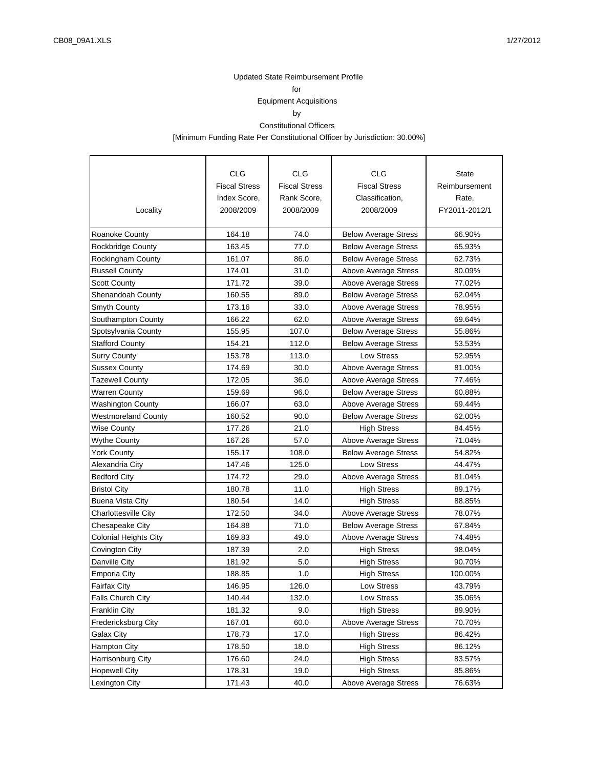Updated State Reimbursement Profile

for

Equipment Acquisitions

by

Constitutional Officers

[Minimum Funding Rate Per Constitutional Officer by Jurisdiction: 30.00%]

| Locality | CLG Fiscal Stress Index Score, 2008/2009 | CLG Fiscal Stress Rank Score, 2008/2009 | CLG Fiscal Stress Classification, 2008/2009 | State Reimbursement Rate, FY2011-2012/1 |
|---|---|---|---|---|
| Roanoke County | 164.18 | 74.0 | Below Average Stress | 66.90% |
| Rockbridge County | 163.45 | 77.0 | Below Average Stress | 65.93% |
| Rockingham County | 161.07 | 86.0 | Below Average Stress | 62.73% |
| Russell County | 174.01 | 31.0 | Above Average Stress | 80.09% |
| Scott County | 171.72 | 39.0 | Above Average Stress | 77.02% |
| Shenandoah County | 160.55 | 89.0 | Below Average Stress | 62.04% |
| Smyth County | 173.16 | 33.0 | Above Average Stress | 78.95% |
| Southampton County | 166.22 | 62.0 | Above Average Stress | 69.64% |
| Spotsylvania County | 155.95 | 107.0 | Below Average Stress | 55.86% |
| Stafford County | 154.21 | 112.0 | Below Average Stress | 53.53% |
| Surry County | 153.78 | 113.0 | Low Stress | 52.95% |
| Sussex County | 174.69 | 30.0 | Above Average Stress | 81.00% |
| Tazewell County | 172.05 | 36.0 | Above Average Stress | 77.46% |
| Warren County | 159.69 | 96.0 | Below Average Stress | 60.88% |
| Washington County | 166.07 | 63.0 | Above Average Stress | 69.44% |
| Westmoreland County | 160.52 | 90.0 | Below Average Stress | 62.00% |
| Wise County | 177.26 | 21.0 | High Stress | 84.45% |
| Wythe County | 167.26 | 57.0 | Above Average Stress | 71.04% |
| York County | 155.17 | 108.0 | Below Average Stress | 54.82% |
| Alexandria City | 147.46 | 125.0 | Low Stress | 44.47% |
| Bedford City | 174.72 | 29.0 | Above Average Stress | 81.04% |
| Bristol City | 180.78 | 11.0 | High Stress | 89.17% |
| Buena Vista City | 180.54 | 14.0 | High Stress | 88.85% |
| Charlottesville City | 172.50 | 34.0 | Above Average Stress | 78.07% |
| Chesapeake City | 164.88 | 71.0 | Below Average Stress | 67.84% |
| Colonial Heights City | 169.83 | 49.0 | Above Average Stress | 74.48% |
| Covington City | 187.39 | 2.0 | High Stress | 98.04% |
| Danville City | 181.92 | 5.0 | High Stress | 90.70% |
| Emporia City | 188.85 | 1.0 | High Stress | 100.00% |
| Fairfax City | 146.95 | 126.0 | Low Stress | 43.79% |
| Falls Church City | 140.44 | 132.0 | Low Stress | 35.06% |
| Franklin City | 181.32 | 9.0 | High Stress | 89.90% |
| Fredericksburg City | 167.01 | 60.0 | Above Average Stress | 70.70% |
| Galax City | 178.73 | 17.0 | High Stress | 86.42% |
| Hampton City | 178.50 | 18.0 | High Stress | 86.12% |
| Harrisonburg City | 176.60 | 24.0 | High Stress | 83.57% |
| Hopewell City | 178.31 | 19.0 | High Stress | 85.86% |
| Lexington City | 171.43 | 40.0 | Above Average Stress | 76.63% |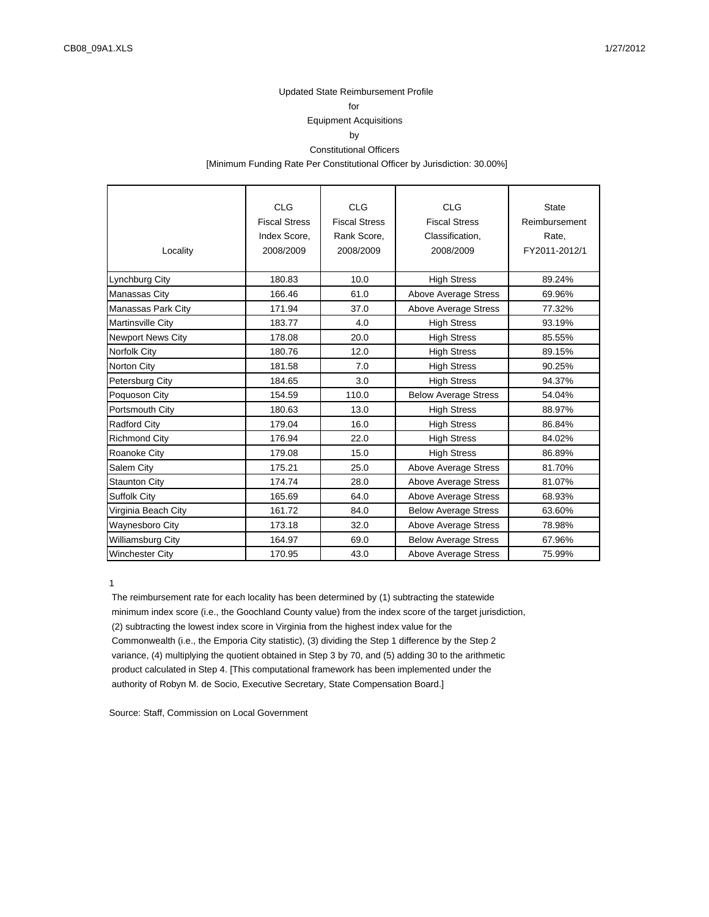Updated State Reimbursement Profile

for

Equipment Acquisitions

by

Constitutional Officers

[Minimum Funding Rate Per Constitutional Officer by Jurisdiction: 30.00%]

| Locality | CLG Fiscal Stress Index Score, 2008/2009 | CLG Fiscal Stress Rank Score, 2008/2009 | CLG Fiscal Stress Classification, 2008/2009 | State Reimbursement Rate, FY2011-2012/1 |
|---|---|---|---|---|
| Lynchburg City | 180.83 | 10.0 | High Stress | 89.24% |
| Manassas City | 166.46 | 61.0 | Above Average Stress | 69.96% |
| Manassas Park City | 171.94 | 37.0 | Above Average Stress | 77.32% |
| Martinsville City | 183.77 | 4.0 | High Stress | 93.19% |
| Newport News City | 178.08 | 20.0 | High Stress | 85.55% |
| Norfolk City | 180.76 | 12.0 | High Stress | 89.15% |
| Norton City | 181.58 | 7.0 | High Stress | 90.25% |
| Petersburg City | 184.65 | 3.0 | High Stress | 94.37% |
| Poquoson City | 154.59 | 110.0 | Below Average Stress | 54.04% |
| Portsmouth City | 180.63 | 13.0 | High Stress | 88.97% |
| Radford City | 179.04 | 16.0 | High Stress | 86.84% |
| Richmond City | 176.94 | 22.0 | High Stress | 84.02% |
| Roanoke City | 179.08 | 15.0 | High Stress | 86.89% |
| Salem City | 175.21 | 25.0 | Above Average Stress | 81.70% |
| Staunton City | 174.74 | 28.0 | Above Average Stress | 81.07% |
| Suffolk City | 165.69 | 64.0 | Above Average Stress | 68.93% |
| Virginia Beach City | 161.72 | 84.0 | Below Average Stress | 63.60% |
| Waynesboro City | 173.18 | 32.0 | Above Average Stress | 78.98% |
| Williamsburg City | 164.97 | 69.0 | Below Average Stress | 67.96% |
| Winchester City | 170.95 | 43.0 | Above Average Stress | 75.99% |

1

The reimbursement rate for each locality has been determined by (1) subtracting the statewide minimum index score (i.e., the Goochland County value) from the index score of the target jurisdiction, (2) subtracting the lowest index score in Virginia from the highest index value for the Commonwealth (i.e., the Emporia City statistic), (3) dividing the Step 1 difference by the Step 2 variance, (4) multiplying the quotient obtained in Step 3 by 70, and (5) adding 30 to the arithmetic product calculated in Step 4. [This computational framework has been implemented under the authority of Robyn M. de Socio, Executive Secretary, State Compensation Board.]

Source: Staff, Commission on Local Government